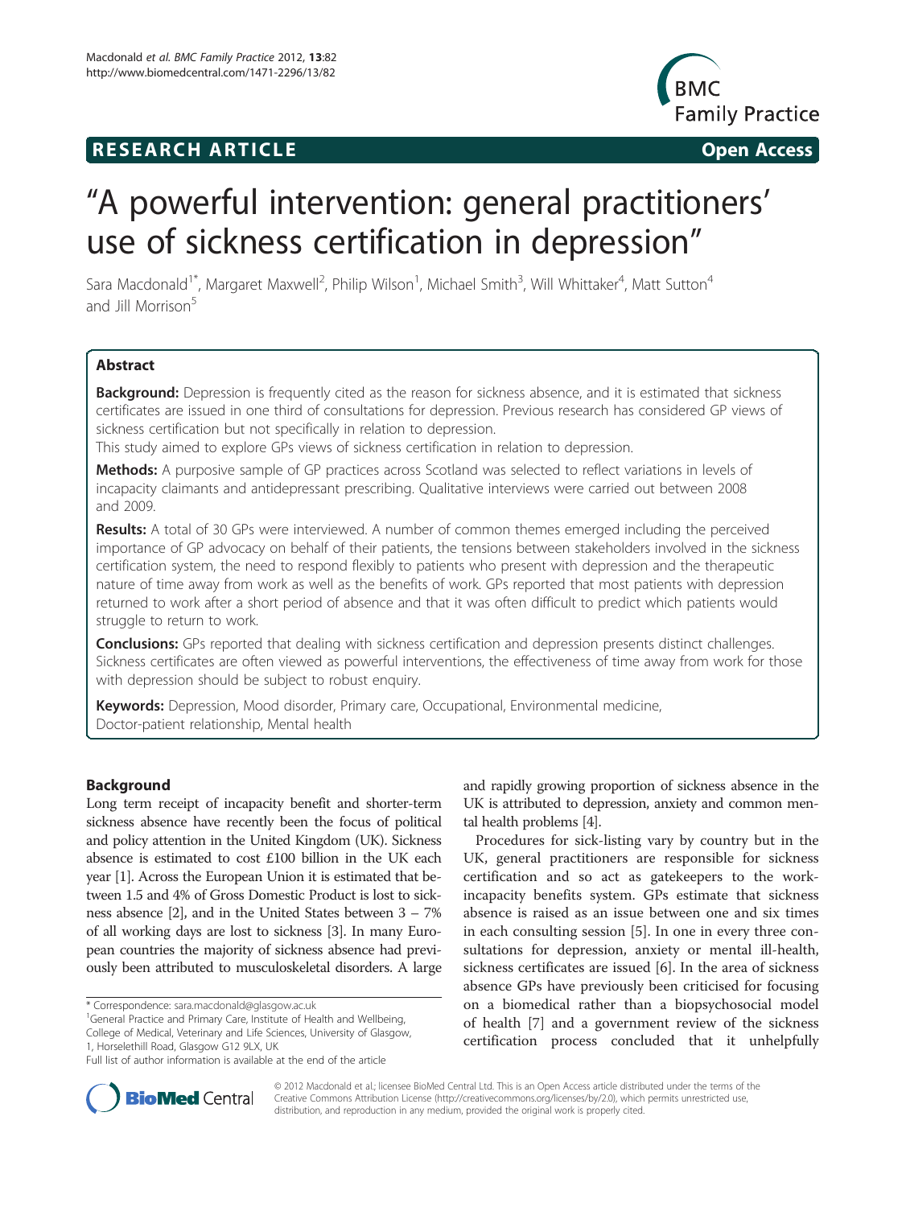**RESEARCH ARTICLE** **Open Access**

# "A powerful intervention: general practitioners' use of sickness certification in depression"

Sara Macdonald[1*], Margaret Maxwell[2], Philip Wilson[1], Michael Smith[3], Will Whittaker[4], Matt Sutton[4] and Jill Morrison[5]

## Abstract

**Background:** Depression is frequently cited as the reason for sickness absence, and it is estimated that sickness certificates are issued in one third of consultations for depression. Previous research has considered GP views of sickness certification but not specifically in relation to depression.

This study aimed to explore GPs views of sickness certification in relation to depression.

**Methods:** A purposive sample of GP practices across Scotland was selected to reflect variations in levels of incapacity claimants and antidepressant prescribing. Qualitative interviews were carried out between 2008 and 2009.

**Results:** A total of 30 GPs were interviewed. A number of common themes emerged including the perceived importance of GP advocacy on behalf of their patients, the tensions between stakeholders involved in the sickness certification system, the need to respond flexibly to patients who present with depression and the therapeutic nature of time away from work as well as the benefits of work. GPs reported that most patients with depression returned to work after a short period of absence and that it was often difficult to predict which patients would struggle to return to work.

**Conclusions:** GPs reported that dealing with sickness certification and depression presents distinct challenges. Sickness certificates are often viewed as powerful interventions, the effectiveness of time away from work for those with depression should be subject to robust enquiry.

**Keywords:** Depression, Mood disorder, Primary care, Occupational, Environmental medicine, Doctor-patient relationship, Mental health

## Background

Long term receipt of incapacity benefit and shorter-term sickness absence have recently been the focus of political and policy attention in the United Kingdom (UK). Sickness absence is estimated to cost £100 billion in the UK each year [1]. Across the European Union it is estimated that between 1.5 and 4% of Gross Domestic Product is lost to sickness absence [2], and in the United States between 3 – 7% of all working days are lost to sickness [3]. In many European countries the majority of sickness absence had previously been attributed to musculoskeletal disorders. A large and rapidly growing proportion of sickness absence in the UK is attributed to depression, anxiety and common mental health problems [4].

Procedures for sick-listing vary by country but in the UK, general practitioners are responsible for sickness certification and so act as gatekeepers to the work-incapacity benefits system. GPs estimate that sickness absence is raised as an issue between one and six times in each consulting session [5]. In one in every three consultations for depression, anxiety or mental ill-health, sickness certificates are issued [6]. In the area of sickness absence GPs have previously been criticised for focusing on a biomedical rather than a biopsychosocial model of health [7] and a government review of the sickness certification process concluded that it unhelpfully

\* Correspondence: sara.macdonald@glasgow.ac.uk
[1]General Practice and Primary Care, Institute of Health and Wellbeing, College of Medical, Veterinary and Life Sciences, University of Glasgow, 1, Horselethill Road, Glasgow G12 9LX, UK
Full list of author information is available at the end of the article

© 2012 Macdonald et al.; licensee BioMed Central Ltd. This is an Open Access article distributed under the terms of the Creative Commons Attribution License (http://creativecommons.org/licenses/by/2.0), which permits unrestricted use, distribution, and reproduction in any medium, provided the original work is properly cited.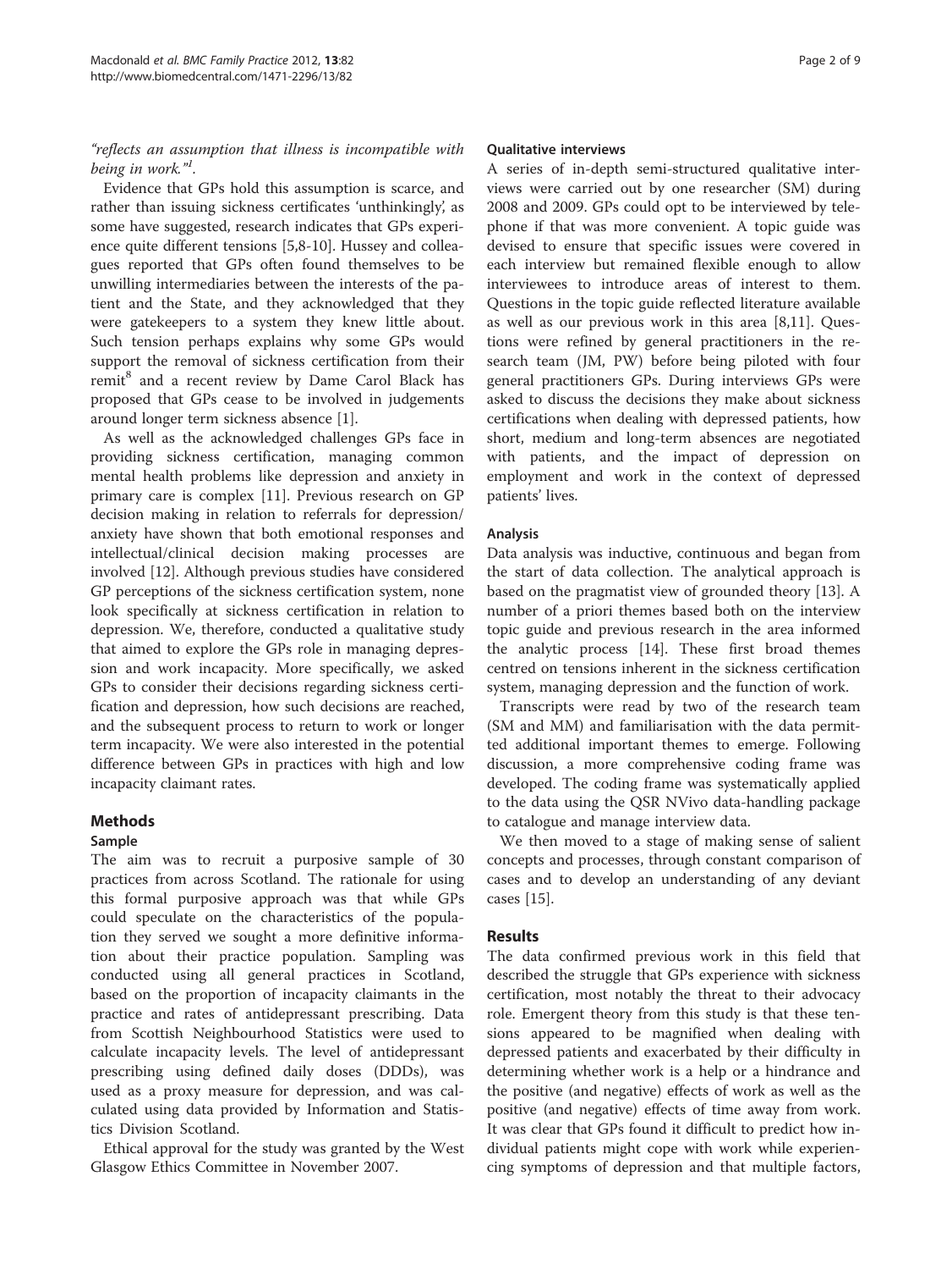*"reflects an assumption that illness is incompatible with being in work."*[1].

Evidence that GPs hold this assumption is scarce, and rather than issuing sickness certificates 'unthinkingly', as some have suggested, research indicates that GPs experience quite different tensions [5,8-10]. Hussey and colleagues reported that GPs often found themselves to be unwilling intermediaries between the interests of the patient and the State, and they acknowledged that they were gatekeepers to a system they knew little about. Such tension perhaps explains why some GPs would support the removal of sickness certification from their remit[8] and a recent review by Dame Carol Black has proposed that GPs cease to be involved in judgements around longer term sickness absence [1].

As well as the acknowledged challenges GPs face in providing sickness certification, managing common mental health problems like depression and anxiety in primary care is complex [11]. Previous research on GP decision making in relation to referrals for depression/anxiety have shown that both emotional responses and intellectual/clinical decision making processes are involved [12]. Although previous studies have considered GP perceptions of the sickness certification system, none look specifically at sickness certification in relation to depression. We, therefore, conducted a qualitative study that aimed to explore the GPs role in managing depression and work incapacity. More specifically, we asked GPs to consider their decisions regarding sickness certification and depression, how such decisions are reached, and the subsequent process to return to work or longer term incapacity. We were also interested in the potential difference between GPs in practices with high and low incapacity claimant rates.

## Methods

### Sample

The aim was to recruit a purposive sample of 30 practices from across Scotland. The rationale for using this formal purposive approach was that while GPs could speculate on the characteristics of the population they served we sought a more definitive information about their practice population. Sampling was conducted using all general practices in Scotland, based on the proportion of incapacity claimants in the practice and rates of antidepressant prescribing. Data from Scottish Neighbourhood Statistics were used to calculate incapacity levels. The level of antidepressant prescribing using defined daily doses (DDDs), was used as a proxy measure for depression, and was calculated using data provided by Information and Statistics Division Scotland.

Ethical approval for the study was granted by the West Glasgow Ethics Committee in November 2007.

### Qualitative interviews

A series of in-depth semi-structured qualitative interviews were carried out by one researcher (SM) during 2008 and 2009. GPs could opt to be interviewed by telephone if that was more convenient. A topic guide was devised to ensure that specific issues were covered in each interview but remained flexible enough to allow interviewees to introduce areas of interest to them. Questions in the topic guide reflected literature available as well as our previous work in this area [8,11]. Questions were refined by general practitioners in the research team (JM, PW) before being piloted with four general practitioners GPs. During interviews GPs were asked to discuss the decisions they make about sickness certifications when dealing with depressed patients, how short, medium and long-term absences are negotiated with patients, and the impact of depression on employment and work in the context of depressed patients' lives.

### Analysis

Data analysis was inductive, continuous and began from the start of data collection. The analytical approach is based on the pragmatist view of grounded theory [13]. A number of a priori themes based both on the interview topic guide and previous research in the area informed the analytic process [14]. These first broad themes centred on tensions inherent in the sickness certification system, managing depression and the function of work.

Transcripts were read by two of the research team (SM and MM) and familiarisation with the data permitted additional important themes to emerge. Following discussion, a more comprehensive coding frame was developed. The coding frame was systematically applied to the data using the QSR NVivo data-handling package to catalogue and manage interview data.

We then moved to a stage of making sense of salient concepts and processes, through constant comparison of cases and to develop an understanding of any deviant cases [15].

## Results

The data confirmed previous work in this field that described the struggle that GPs experience with sickness certification, most notably the threat to their advocacy role. Emergent theory from this study is that these tensions appeared to be magnified when dealing with depressed patients and exacerbated by their difficulty in determining whether work is a help or a hindrance and the positive (and negative) effects of work as well as the positive (and negative) effects of time away from work. It was clear that GPs found it difficult to predict how individual patients might cope with work while experiencing symptoms of depression and that multiple factors,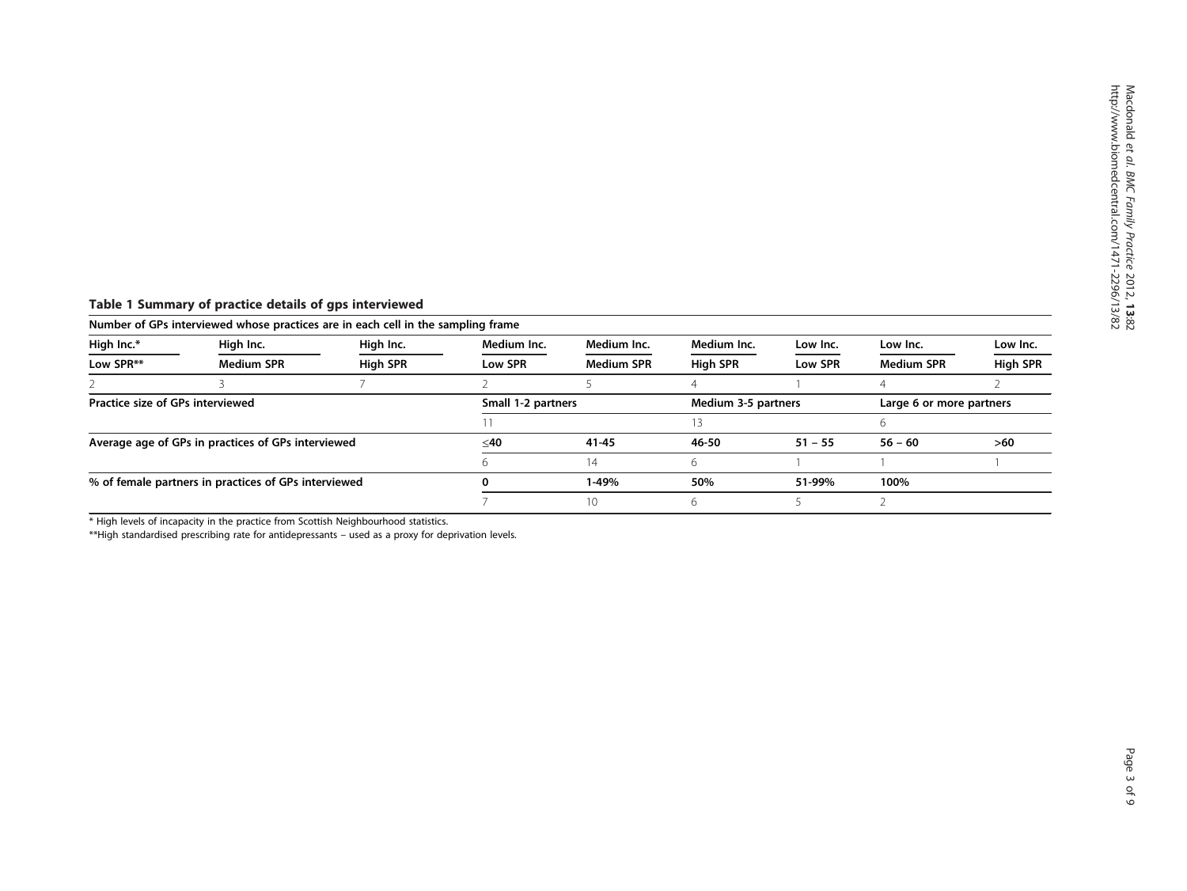**Table 1 Summary of practice details of gps interviewed**

| Number of GPs interviewed whose practices are in each cell in the sampling frame | | | | | | | | |
|---|---|---|---|---|---|---|---|---|
| High Inc.* | High Inc. | High Inc. | Medium Inc. | Medium Inc. | Medium Inc. | Low Inc. | Low Inc. | Low Inc. |
| Low SPR** | Medium SPR | High SPR | Low SPR | Medium SPR | High SPR | Low SPR | Medium SPR | High SPR |
| 2 | 3 | 7 | 2 | 5 | 4 | 1 | 4 | 2 |
| **Practice size of GPs interviewed** | | | **Small 1-2 partners** | | **Medium 3-5 partners** | | **Large 6 or more partners** | |
| | | | 11 | | 13 | | 6 | |
| **Average age of GPs in practices of GPs interviewed** | | | **≤40** | **41-45** | **46-50** | **51 – 55** | **56 – 60** | **>60** |
| | | | 6 | 14 | 6 | 1 | 1 | 1 |
| **% of female partners in practices of GPs interviewed** | | | **0** | **1-49%** | **50%** | **51-99%** | **100%** | |
| | | | 7 | 10 | 6 | 5 | 2 | |

\* High levels of incapacity in the practice from Scottish Neighbourhood statistics.

\*\*High standardised prescribing rate for antidepressants – used as a proxy for deprivation levels.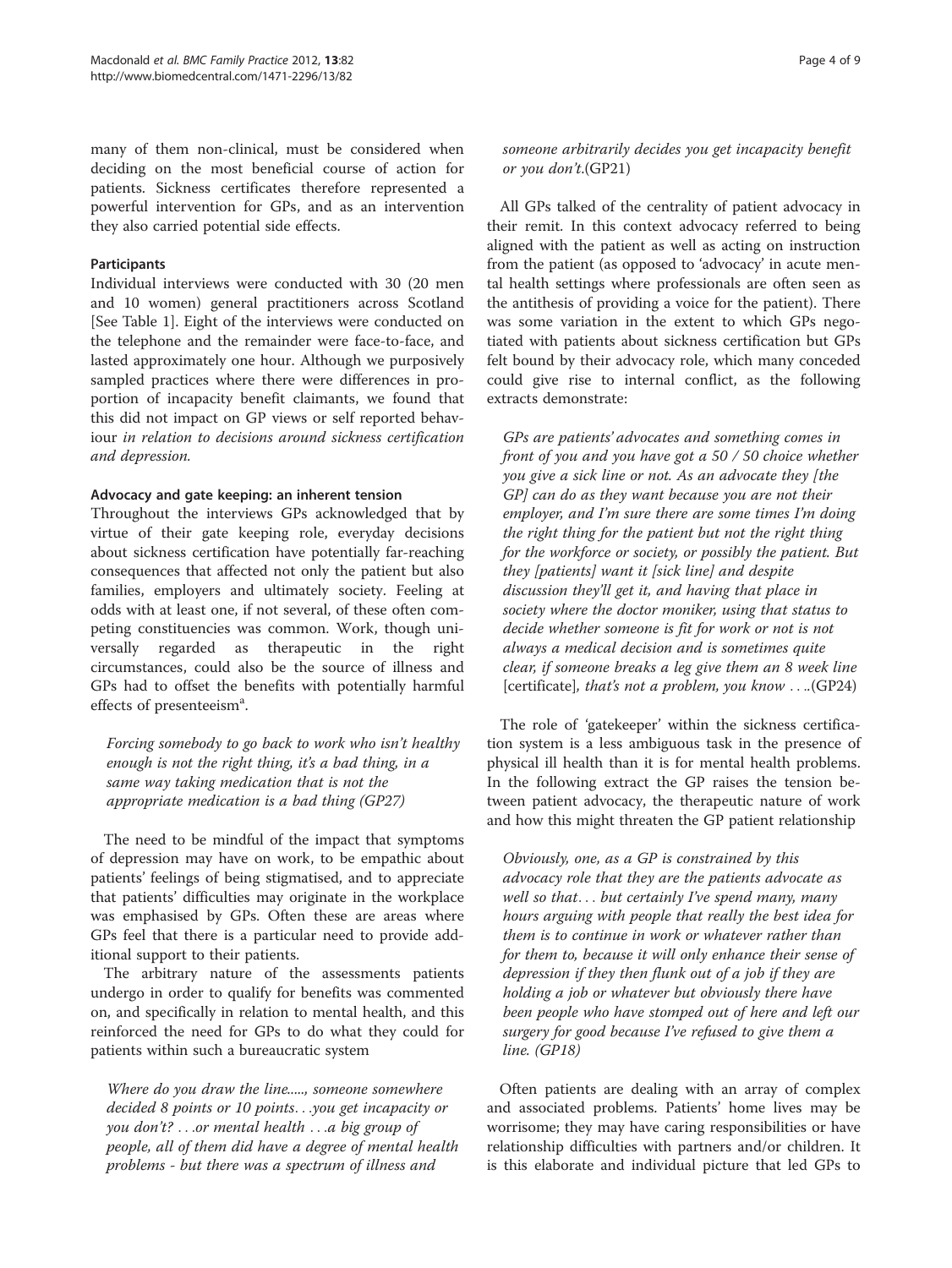many of them non-clinical, must be considered when deciding on the most beneficial course of action for patients. Sickness certificates therefore represented a powerful intervention for GPs, and as an intervention they also carried potential side effects.

### Participants

Individual interviews were conducted with 30 (20 men and 10 women) general practitioners across Scotland [See Table 1]. Eight of the interviews were conducted on the telephone and the remainder were face-to-face, and lasted approximately one hour. Although we purposively sampled practices where there were differences in proportion of incapacity benefit claimants, we found that this did not impact on GP views or self reported behaviour *in relation to decisions around sickness certification and depression.*

### Advocacy and gate keeping: an inherent tension

Throughout the interviews GPs acknowledged that by virtue of their gate keeping role, everyday decisions about sickness certification have potentially far-reaching consequences that affected not only the patient but also families, employers and ultimately society. Feeling at odds with at least one, if not several, of these often competing constituencies was common. Work, though universally regarded as therapeutic in the right circumstances, could also be the source of illness and GPs had to offset the benefits with potentially harmful effects of presenteeism[a].

> *Forcing somebody to go back to work who isn't healthy enough is not the right thing, it's a bad thing, in a same way taking medication that is not the appropriate medication is a bad thing (GP27)*

The need to be mindful of the impact that symptoms of depression may have on work, to be empathic about patients' feelings of being stigmatised, and to appreciate that patients' difficulties may originate in the workplace was emphasised by GPs. Often these are areas where GPs feel that there is a particular need to provide additional support to their patients.

The arbitrary nature of the assessments patients undergo in order to qualify for benefits was commented on, and specifically in relation to mental health, and this reinforced the need for GPs to do what they could for patients within such a bureaucratic system

> *Where do you draw the line....., someone somewhere decided 8 points or 10 points. . .you get incapacity or you don't? . . .or mental health . . .a big group of people, all of them did have a degree of mental health problems - but there was a spectrum of illness and someone arbitrarily decides you get incapacity benefit or you don't.*(GP21)

All GPs talked of the centrality of patient advocacy in their remit. In this context advocacy referred to being aligned with the patient as well as acting on instruction from the patient (as opposed to 'advocacy' in acute mental health settings where professionals are often seen as the antithesis of providing a voice for the patient). There was some variation in the extent to which GPs negotiated with patients about sickness certification but GPs felt bound by their advocacy role, which many conceded could give rise to internal conflict, as the following extracts demonstrate:

> *GPs are patients' advocates and something comes in front of you and you have got a 50 / 50 choice whether you give a sick line or not. As an advocate they [the GP] can do as they want because you are not their employer, and I'm sure there are some times I'm doing the right thing for the patient but not the right thing for the workforce or society, or possibly the patient. But they [patients] want it [sick line] and despite discussion they'll get it, and having that place in society where the doctor moniker, using that status to decide whether someone is fit for work or not is not always a medical decision and is sometimes quite clear, if someone breaks a leg give them an 8 week line* [certificate]*, that's not a problem, you know . . ..*(GP24)

The role of 'gatekeeper' within the sickness certification system is a less ambiguous task in the presence of physical ill health than it is for mental health problems. In the following extract the GP raises the tension between patient advocacy, the therapeutic nature of work and how this might threaten the GP patient relationship

> *Obviously, one, as a GP is constrained by this advocacy role that they are the patients advocate as well so that. . . but certainly I've spend many, many hours arguing with people that really the best idea for them is to continue in work or whatever rather than for them to, because it will only enhance their sense of depression if they then flunk out of a job if they are holding a job or whatever but obviously there have been people who have stomped out of here and left our surgery for good because I've refused to give them a line. (GP18)*

Often patients are dealing with an array of complex and associated problems. Patients' home lives may be worrisome; they may have caring responsibilities or have relationship difficulties with partners and/or children. It is this elaborate and individual picture that led GPs to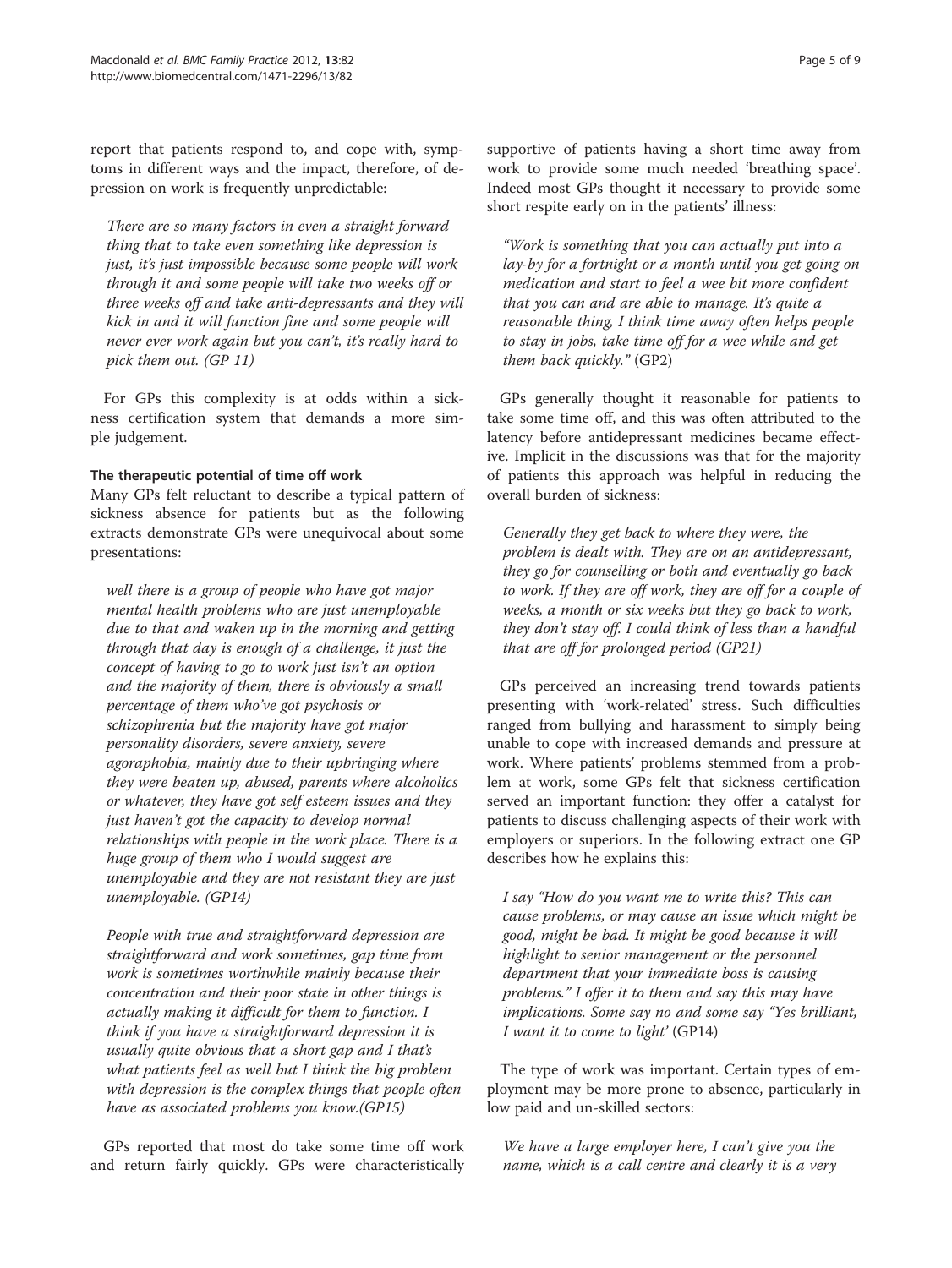report that patients respond to, and cope with, symptoms in different ways and the impact, therefore, of depression on work is frequently unpredictable:

> *There are so many factors in even a straight forward thing that to take even something like depression is just, it's just impossible because some people will work through it and some people will take two weeks off or three weeks off and take anti-depressants and they will kick in and it will function fine and some people will never ever work again but you can't, it's really hard to pick them out. (GP 11)*

For GPs this complexity is at odds within a sickness certification system that demands a more simple judgement.

#### The therapeutic potential of time off work

Many GPs felt reluctant to describe a typical pattern of sickness absence for patients but as the following extracts demonstrate GPs were unequivocal about some presentations:

> *well there is a group of people who have got major mental health problems who are just unemployable due to that and waken up in the morning and getting through that day is enough of a challenge, it just the concept of having to go to work just isn't an option and the majority of them, there is obviously a small percentage of them who've got psychosis or schizophrenia but the majority have got major personality disorders, severe anxiety, severe agoraphobia, mainly due to their upbringing where they were beaten up, abused, parents where alcoholics or whatever, they have got self esteem issues and they just haven't got the capacity to develop normal relationships with people in the work place. There is a huge group of them who I would suggest are unemployable and they are not resistant they are just unemployable. (GP14)*

> *People with true and straightforward depression are straightforward and work sometimes, gap time from work is sometimes worthwhile mainly because their concentration and their poor state in other things is actually making it difficult for them to function. I think if you have a straightforward depression it is usually quite obvious that a short gap and I that's what patients feel as well but I think the big problem with depression is the complex things that people often have as associated problems you know.(GP15)*

GPs reported that most do take some time off work and return fairly quickly. GPs were characteristically supportive of patients having a short time away from work to provide some much needed 'breathing space'. Indeed most GPs thought it necessary to provide some short respite early on in the patients' illness:

> *"Work is something that you can actually put into a lay-by for a fortnight or a month until you get going on medication and start to feel a wee bit more confident that you can and are able to manage. It's quite a reasonable thing, I think time away often helps people to stay in jobs, take time off for a wee while and get them back quickly."* (GP2)

GPs generally thought it reasonable for patients to take some time off, and this was often attributed to the latency before antidepressant medicines became effective. Implicit in the discussions was that for the majority of patients this approach was helpful in reducing the overall burden of sickness:

> *Generally they get back to where they were, the problem is dealt with. They are on an antidepressant, they go for counselling or both and eventually go back to work. If they are off work, they are off for a couple of weeks, a month or six weeks but they go back to work, they don't stay off. I could think of less than a handful that are off for prolonged period (GP21)*

GPs perceived an increasing trend towards patients presenting with 'work-related' stress. Such difficulties ranged from bullying and harassment to simply being unable to cope with increased demands and pressure at work. Where patients' problems stemmed from a problem at work, some GPs felt that sickness certification served an important function: they offer a catalyst for patients to discuss challenging aspects of their work with employers or superiors. In the following extract one GP describes how he explains this:

> *I say "How do you want me to write this? This can cause problems, or may cause an issue which might be good, might be bad. It might be good because it will highlight to senior management or the personnel department that your immediate boss is causing problems." I offer it to them and say this may have implications. Some say no and some say "Yes brilliant, I want it to come to light' (GP14)*

The type of work was important. Certain types of employment may be more prone to absence, particularly in low paid and un-skilled sectors:

> *We have a large employer here, I can't give you the name, which is a call centre and clearly it is a very*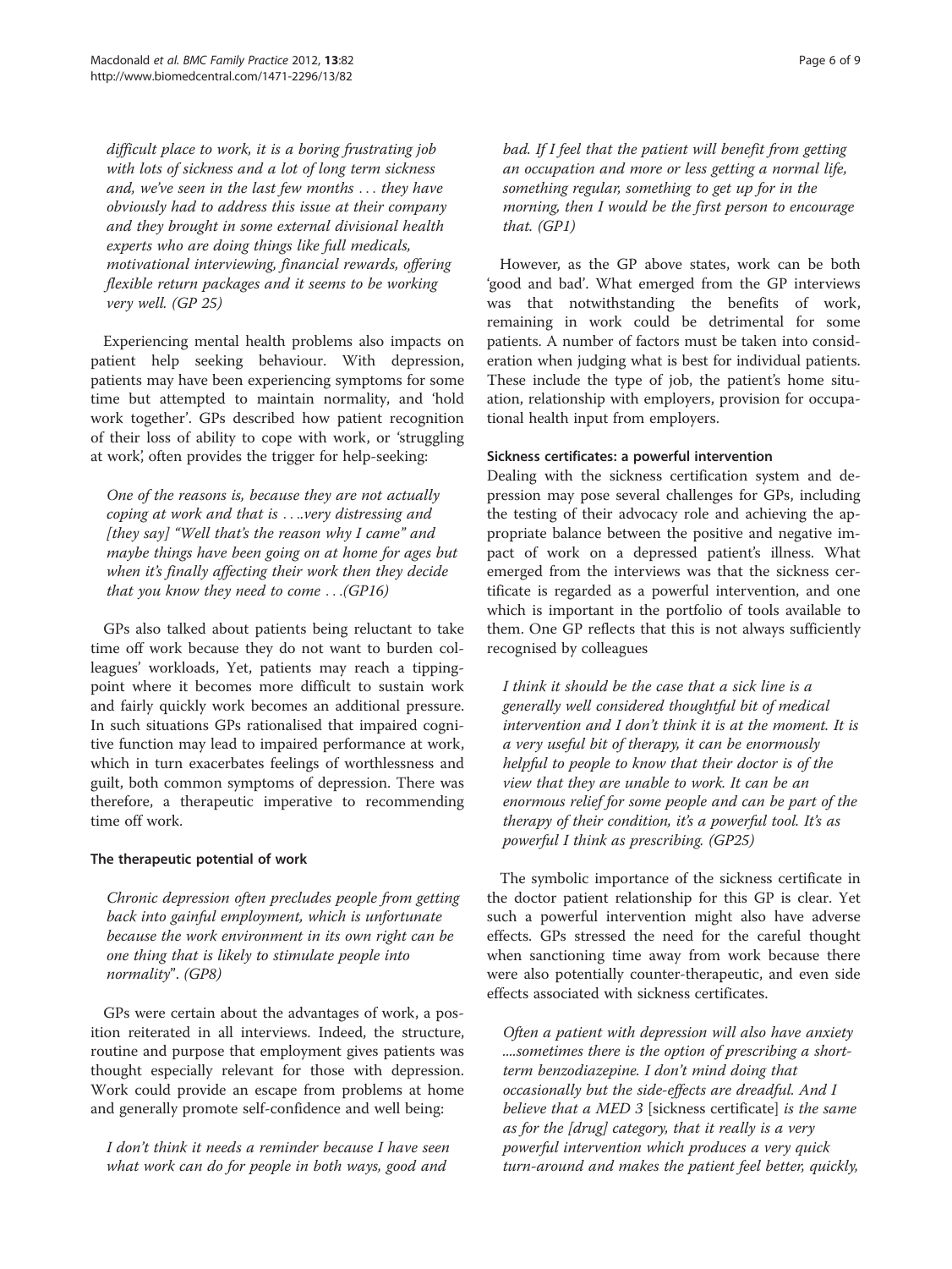*difficult place to work, it is a boring frustrating job with lots of sickness and a lot of long term sickness and, we've seen in the last few months . . . they have obviously had to address this issue at their company and they brought in some external divisional health experts who are doing things like full medicals, motivational interviewing, financial rewards, offering flexible return packages and it seems to be working very well. (GP 25)*

Experiencing mental health problems also impacts on patient help seeking behaviour. With depression, patients may have been experiencing symptoms for some time but attempted to maintain normality, and 'hold work together'. GPs described how patient recognition of their loss of ability to cope with work, or 'struggling at work', often provides the trigger for help-seeking:

*One of the reasons is, because they are not actually coping at work and that is . . ..very distressing and [they say] "Well that's the reason why I came" and maybe things have been going on at home for ages but when it's finally affecting their work then they decide that you know they need to come . . .(GP16)*

GPs also talked about patients being reluctant to take time off work because they do not want to burden colleagues' workloads, Yet, patients may reach a tipping-point where it becomes more difficult to sustain work and fairly quickly work becomes an additional pressure. In such situations GPs rationalised that impaired cognitive function may lead to impaired performance at work, which in turn exacerbates feelings of worthlessness and guilt, both common symptoms of depression. There was therefore, a therapeutic imperative to recommending time off work.

### The therapeutic potential of work

*Chronic depression often precludes people from getting back into gainful employment, which is unfortunate because the work environment in its own right can be one thing that is likely to stimulate people into normality". (GP8)*

GPs were certain about the advantages of work, a position reiterated in all interviews. Indeed, the structure, routine and purpose that employment gives patients was thought especially relevant for those with depression. Work could provide an escape from problems at home and generally promote self-confidence and well being:

*I don't think it needs a reminder because I have seen what work can do for people in both ways, good and bad. If I feel that the patient will benefit from getting an occupation and more or less getting a normal life, something regular, something to get up for in the morning, then I would be the first person to encourage that. (GP1)*

However, as the GP above states, work can be both 'good and bad'. What emerged from the GP interviews was that notwithstanding the benefits of work, remaining in work could be detrimental for some patients. A number of factors must be taken into consideration when judging what is best for individual patients. These include the type of job, the patient's home situation, relationship with employers, provision for occupational health input from employers.

### Sickness certificates: a powerful intervention

Dealing with the sickness certification system and depression may pose several challenges for GPs, including the testing of their advocacy role and achieving the appropriate balance between the positive and negative impact of work on a depressed patient's illness. What emerged from the interviews was that the sickness certificate is regarded as a powerful intervention, and one which is important in the portfolio of tools available to them. One GP reflects that this is not always sufficiently recognised by colleagues

*I think it should be the case that a sick line is a generally well considered thoughtful bit of medical intervention and I don't think it is at the moment. It is a very useful bit of therapy, it can be enormously helpful to people to know that their doctor is of the view that they are unable to work. It can be an enormous relief for some people and can be part of the therapy of their condition, it's a powerful tool. It's as powerful I think as prescribing. (GP25)*

The symbolic importance of the sickness certificate in the doctor patient relationship for this GP is clear. Yet such a powerful intervention might also have adverse effects. GPs stressed the need for the careful thought when sanctioning time away from work because there were also potentially counter-therapeutic, and even side effects associated with sickness certificates.

*Often a patient with depression will also have anxiety ....sometimes there is the option of prescribing a short-term benzodiazepine. I don't mind doing that occasionally but the side-effects are dreadful. And I believe that a MED 3 [sickness certificate] is the same as for the [drug] category, that it really is a very powerful intervention which produces a very quick turn-around and makes the patient feel better, quickly,*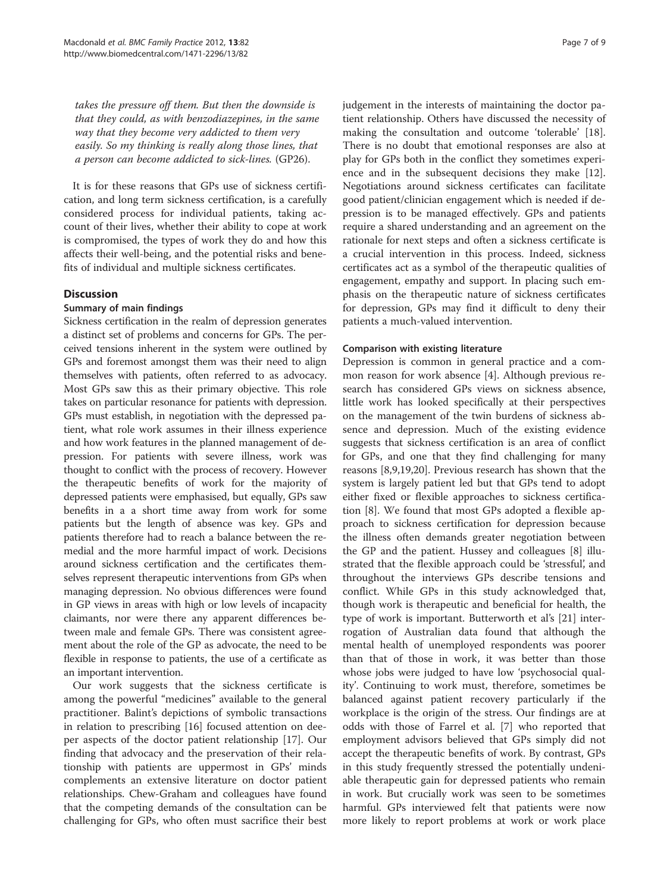*takes the pressure off them. But then the downside is that they could, as with benzodiazepines, in the same way that they become very addicted to them very easily. So my thinking is really along those lines, that a person can become addicted to sick-lines.* (GP26).

It is for these reasons that GPs use of sickness certification, and long term sickness certification, is a carefully considered process for individual patients, taking account of their lives, whether their ability to cope at work is compromised, the types of work they do and how this affects their well-being, and the potential risks and benefits of individual and multiple sickness certificates.

## Discussion

### Summary of main findings

Sickness certification in the realm of depression generates a distinct set of problems and concerns for GPs. The perceived tensions inherent in the system were outlined by GPs and foremost amongst them was their need to align themselves with patients, often referred to as advocacy. Most GPs saw this as their primary objective. This role takes on particular resonance for patients with depression. GPs must establish, in negotiation with the depressed patient, what role work assumes in their illness experience and how work features in the planned management of depression. For patients with severe illness, work was thought to conflict with the process of recovery. However the therapeutic benefits of work for the majority of depressed patients were emphasised, but equally, GPs saw benefits in a a short time away from work for some patients but the length of absence was key. GPs and patients therefore had to reach a balance between the remedial and the more harmful impact of work. Decisions around sickness certification and the certificates themselves represent therapeutic interventions from GPs when managing depression. No obvious differences were found in GP views in areas with high or low levels of incapacity claimants, nor were there any apparent differences between male and female GPs. There was consistent agreement about the role of the GP as advocate, the need to be flexible in response to patients, the use of a certificate as an important intervention.

Our work suggests that the sickness certificate is among the powerful "medicines" available to the general practitioner. Balint's depictions of symbolic transactions in relation to prescribing [16] focused attention on deeper aspects of the doctor patient relationship [17]. Our finding that advocacy and the preservation of their relationship with patients are uppermost in GPs' minds complements an extensive literature on doctor patient relationships. Chew-Graham and colleagues have found that the competing demands of the consultation can be challenging for GPs, who often must sacrifice their best judgement in the interests of maintaining the doctor patient relationship. Others have discussed the necessity of making the consultation and outcome 'tolerable' [18]. There is no doubt that emotional responses are also at play for GPs both in the conflict they sometimes experience and in the subsequent decisions they make [12]. Negotiations around sickness certificates can facilitate good patient/clinician engagement which is needed if depression is to be managed effectively. GPs and patients require a shared understanding and an agreement on the rationale for next steps and often a sickness certificate is a crucial intervention in this process. Indeed, sickness certificates act as a symbol of the therapeutic qualities of engagement, empathy and support. In placing such emphasis on the therapeutic nature of sickness certificates for depression, GPs may find it difficult to deny their patients a much-valued intervention.

### Comparison with existing literature

Depression is common in general practice and a common reason for work absence [4]. Although previous research has considered GPs views on sickness absence, little work has looked specifically at their perspectives on the management of the twin burdens of sickness absence and depression. Much of the existing evidence suggests that sickness certification is an area of conflict for GPs, and one that they find challenging for many reasons [8,9,19,20]. Previous research has shown that the system is largely patient led but that GPs tend to adopt either fixed or flexible approaches to sickness certification [8]. We found that most GPs adopted a flexible approach to sickness certification for depression because the illness often demands greater negotiation between the GP and the patient. Hussey and colleagues [8] illustrated that the flexible approach could be 'stressful', and throughout the interviews GPs describe tensions and conflict. While GPs in this study acknowledged that, though work is therapeutic and beneficial for health, the type of work is important. Butterworth et al's [21] interrogation of Australian data found that although the mental health of unemployed respondents was poorer than that of those in work, it was better than those whose jobs were judged to have low 'psychosocial quality'. Continuing to work must, therefore, sometimes be balanced against patient recovery particularly if the workplace is the origin of the stress. Our findings are at odds with those of Farrel et al. [7] who reported that employment advisors believed that GPs simply did not accept the therapeutic benefits of work. By contrast, GPs in this study frequently stressed the potentially undeniable therapeutic gain for depressed patients who remain in work. But crucially work was seen to be sometimes harmful. GPs interviewed felt that patients were now more likely to report problems at work or work place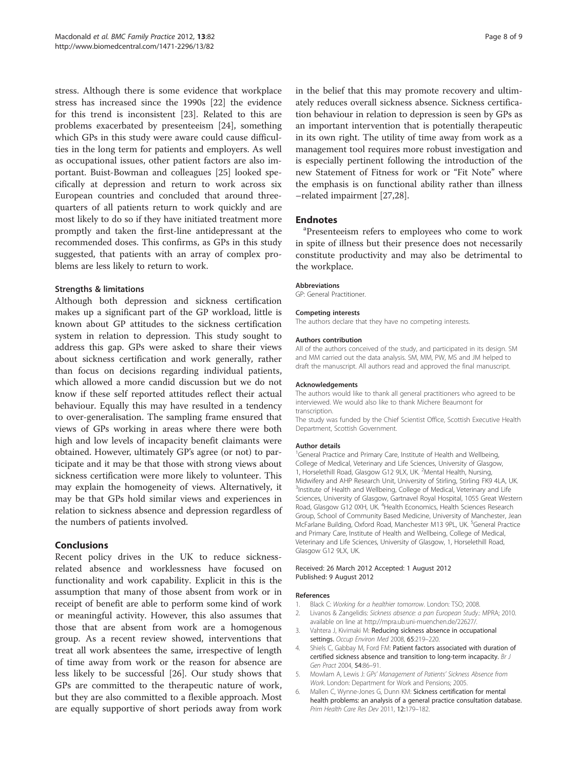stress. Although there is some evidence that workplace stress has increased since the 1990s [22] the evidence for this trend is inconsistent [23]. Related to this are problems exacerbated by presenteeism [24], something which GPs in this study were aware could cause difficulties in the long term for patients and employers. As well as occupational issues, other patient factors are also important. Buist-Bowman and colleagues [25] looked specifically at depression and return to work across six European countries and concluded that around three-quarters of all patients return to work quickly and are most likely to do so if they have initiated treatment more promptly and taken the first-line antidepressant at the recommended doses. This confirms, as GPs in this study suggested, that patients with an array of complex problems are less likely to return to work.

### Strengths & limitations

Although both depression and sickness certification makes up a significant part of the GP workload, little is known about GP attitudes to the sickness certification system in relation to depression. This study sought to address this gap. GPs were asked to share their views about sickness certification and work generally, rather than focus on decisions regarding individual patients, which allowed a more candid discussion but we do not know if these self reported attitudes reflect their actual behaviour. Equally this may have resulted in a tendency to over-generalisation. The sampling frame ensured that views of GPs working in areas where there were both high and low levels of incapacity benefit claimants were obtained. However, ultimately GP's agree (or not) to participate and it may be that those with strong views about sickness certification were more likely to volunteer. This may explain the homogeneity of views. Alternatively, it may be that GPs hold similar views and experiences in relation to sickness absence and depression regardless of the numbers of patients involved.

## Conclusions

Recent policy drives in the UK to reduce sickness-related absence and worklessness have focused on functionality and work capability. Explicit in this is the assumption that many of those absent from work or in receipt of benefit are able to perform some kind of work or meaningful activity. However, this also assumes that those that are absent from work are a homogenous group. As a recent review showed, interventions that treat all work absentees the same, irrespective of length of time away from work or the reason for absence are less likely to be successful [26]. Our study shows that GPs are committed to the therapeutic nature of work, but they are also committed to a flexible approach. Most are equally supportive of short periods away from work in the belief that this may promote recovery and ultimately reduces overall sickness absence. Sickness certification behaviour in relation to depression is seen by GPs as an important intervention that is potentially therapeutic in its own right. The utility of time away from work as a management tool requires more robust investigation and is especially pertinent following the introduction of the new Statement of Fitness for work or "Fit Note" where the emphasis is on functional ability rather than illness –related impairment [27,28].

## Endnotes

[a]Presenteeism refers to employees who come to work in spite of illness but their presence does not necessarily constitute productivity and may also be detrimental to the workplace.

#### Abbreviations

GP: General Practitioner.

#### Competing interests

The authors declare that they have no competing interests.

#### Authors contribution

All of the authors conceived of the study, and participated in its design. SM and MM carried out the data analysis. SM, MM, PW, MS and JM helped to draft the manuscript. All authors read and approved the final manuscript.

#### Acknowledgements

The authors would like to thank all general practitioners who agreed to be interviewed. We would also like to thank Michere Beaumont for transcription.

The study was funded by the Chief Scientist Office, Scottish Executive Health Department, Scottish Government.

#### Author details

[1]General Practice and Primary Care, Institute of Health and Wellbeing, College of Medical, Veterinary and Life Sciences, University of Glasgow, 1, Horselethill Road, Glasgow G12 9LX, UK. [2]Mental Health, Nursing, Midwifery and AHP Research Unit, University of Stirling, Stirling FK9 4LA, UK. [3]Institute of Health and Wellbeing, College of Medical, Veterinary and Life Sciences, University of Glasgow, Gartnavel Royal Hospital, 1055 Great Western Road, Glasgow G12 0XH, UK. [4]Health Economics, Health Sciences Research Group, School of Community Based Medicine, University of Manchester, Jean McFarlane Building, Oxford Road, Manchester M13 9PL, UK. [5]General Practice and Primary Care, Institute of Health and Wellbeing, College of Medical, Veterinary and Life Sciences, University of Glasgow, 1, Horselethill Road, Glasgow G12 9LX, UK.

Received: 26 March 2012 Accepted: 1 August 2012
Published: 9 August 2012

#### References

1. Black C: *Working for a healthier tomorrow*. London: TSO; 2008.
2. Livanos & Zangelidis: *Sickness absence: a pan European Study*.: MPRA; 2010. available on line at http://mpra.ub.uni-muenchen.de/22627/.
3. Vahtera J, Kivimaki M: **Reducing sickness absence in occupational settings.** *Occup Environ Med* 2008, **65**:219–220.
4. Shiels C, Gabbay M, Ford FM: **Patient factors associated with duration of certified sickness absence and transition to long-term incapacity.** *Br J Gen Pract* 2004, **54**:86–91.
5. Mowlam A, Lewis J: *GPs' Management of Patients' Sickness Absence from Work*. London: Department for Work and Pensions; 2005.
6. Mallen C, Wynne-Jones G, Dunn KM: **Sickness certification for mental health problems: an analysis of a general practice consultation database.** *Prim Health Care Res Dev* 2011, **12**:179–182.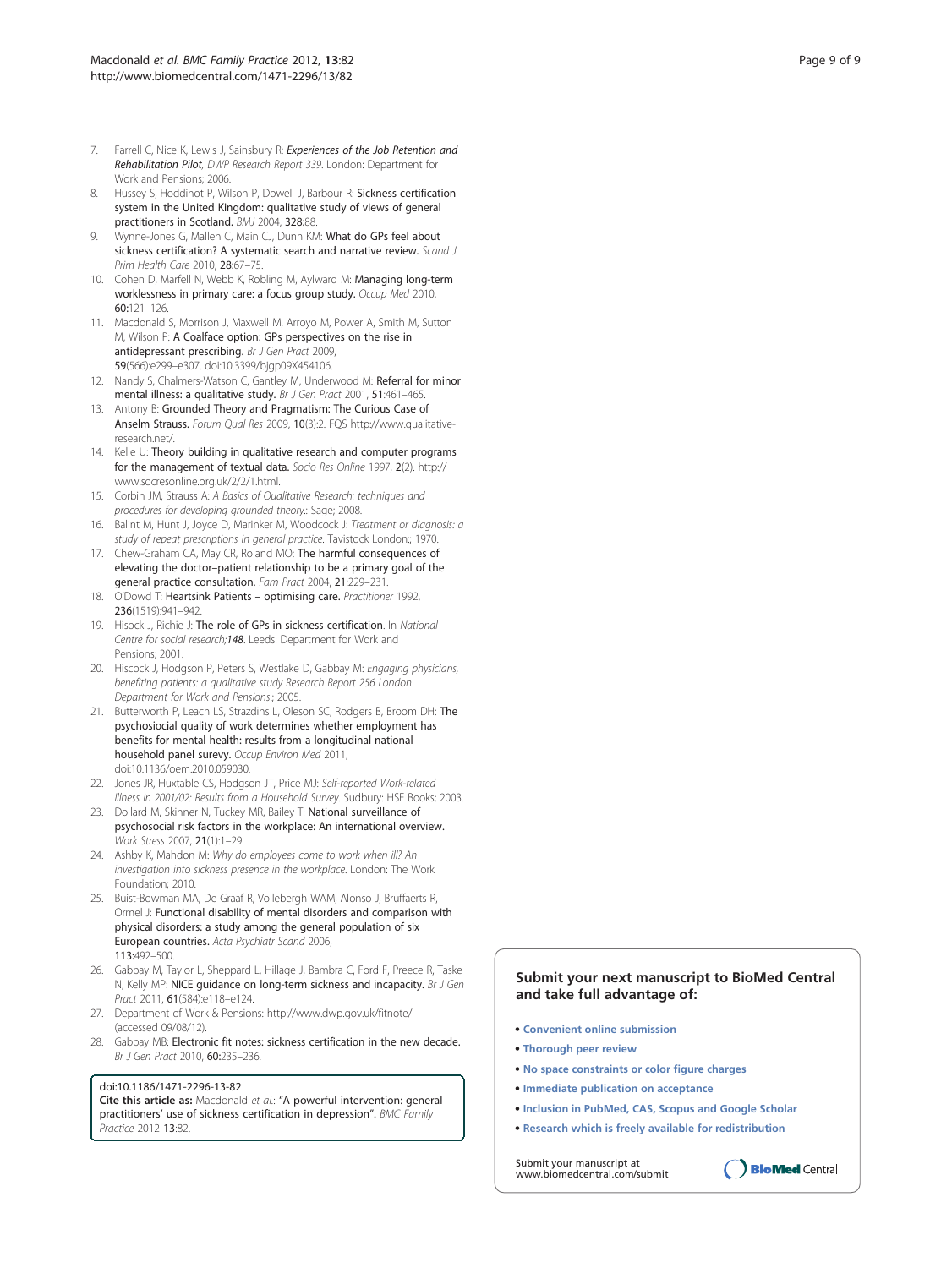7. Farrell C, Nice K, Lewis J, Sainsbury R: *Experiences of the Job Retention and Rehabilitation Pilot, DWP Research Report 339*. London: Department for Work and Pensions; 2006.
8. Hussey S, Hoddinot P, Wilson P, Dowell J, Barbour R: **Sickness certification system in the United Kingdom: qualitative study of views of general practitioners in Scotland.** *BMJ* 2004, **328:**88.
9. Wynne-Jones G, Mallen C, Main CJ, Dunn KM: **What do GPs feel about sickness certification? A systematic search and narrative review.** *Scand J Prim Health Care* 2010, **28:**67–75.
10. Cohen D, Marfell N, Webb K, Robling M, Aylward M: **Managing long-term worklessness in primary care: a focus group study.** *Occup Med* 2010, **60:**121–126.
11. Macdonald S, Morrison J, Maxwell M, Arroyo M, Power A, Smith M, Sutton M, Wilson P: **A Coalface option: GPs perspectives on the rise in antidepressant prescribing.** *Br J Gen Pract* 2009, **59**(566):e299–e307. doi:10.3399/bjgp09X454106.
12. Nandy S, Chalmers-Watson C, Gantley M, Underwood M: **Referral for minor mental illness: a qualitative study.** *Br J Gen Pract* 2001, **51:**461–465.
13. Antony B: **Grounded Theory and Pragmatism: The Curious Case of Anselm Strauss.** *Forum Qual Res* 2009, **10**(3):2. FQS http://www.qualitative-research.net/.
14. Kelle U: **Theory building in qualitative research and computer programs for the management of textual data.** *Socio Res Online* 1997, **2**(2). http://www.socresonline.org.uk/2/2/1.html.
15. Corbin JM, Strauss A: *A Basics of Qualitative Research: techniques and procedures for developing grounded theory.*: Sage; 2008.
16. Balint M, Hunt J, Joyce D, Marinker M, Woodcock J: *Treatment or diagnosis: a study of repeat prescriptions in general practice*. Tavistock London:; 1970.
17. Chew-Graham CA, May CR, Roland MO: **The harmful consequences of elevating the doctor–patient relationship to be a primary goal of the general practice consultation.** *Fam Pract* 2004, **21:**229–231.
18. O'Dowd T: **Heartsink Patients – optimising care.** *Practitioner* 1992, **236**(1519):941–942.
19. Hisock J, Richie J: **The role of GPs in sickness certification.** In *National Centre for social research;148*. Leeds: Department for Work and Pensions; 2001.
20. Hiscock J, Hodgson P, Peters S, Westlake D, Gabbay M: *Engaging physicians, benefiting patients: a qualitative study Research Report 256 London Department for Work and Pensions.*; 2005.
21. Butterworth P, Leach LS, Strazdins L, Oleson SC, Rodgers B, Broom DH: **The psychosiocial quality of work determines whether employment has benefits for mental health: results from a longitudinal national household panel surevy.** *Occup Environ Med* 2011, doi:10.1136/oem.2010.059030.
22. Jones JR, Huxtable CS, Hodgson JT, Price MJ: *Self-reported Work-related Illness in 2001/02: Results from a Household Survey*. Sudbury: HSE Books; 2003.
23. Dollard M, Skinner N, Tuckey MR, Bailey T: **National surveillance of psychosocial risk factors in the workplace: An international overview.** *Work Stress* 2007, **21**(1):1–29.
24. Ashby K, Mahdon M: *Why do employees come to work when ill? An investigation into sickness presence in the workplace*. London: The Work Foundation; 2010.
25. Buist-Bowman MA, De Graaf R, Vollebergh WAM, Alonso J, Bruffaerts R, Ormel J: **Functional disability of mental disorders and comparison with physical disorders: a study among the general population of six European countries.** *Acta Psychiatr Scand* 2006, **113:**492–500.
26. Gabbay M, Taylor L, Sheppard L, Hillage J, Bambra C, Ford F, Preece R, Taske N, Kelly MP: **NICE guidance on long-term sickness and incapacity.** *Br J Gen Pract* 2011, **61**(584):e118–e124.
27. Department of Work & Pensions: http://www.dwp.gov.uk/fitnote/ (accessed 09/08/12).
28. Gabbay MB: **Electronic fit notes: sickness certification in the new decade.** *Br J Gen Pract* 2010, **60:**235–236.

doi:10.1186/1471-2296-13-82
**Cite this article as:** Macdonald *et al.*: "A powerful intervention: general practitioners' use of sickness certification in depression". *BMC Family Practice* 2012 **13**:82.

**Submit your next manuscript to BioMed Central and take full advantage of:**

- **Convenient online submission**
- **Thorough peer review**
- **No space constraints or color figure charges**
- **Immediate publication on acceptance**
- **Inclusion in PubMed, CAS, Scopus and Google Scholar**
- **Research which is freely available for redistribution**

Submit your manuscript at
www.biomedcentral.com/submit

BioMed Central